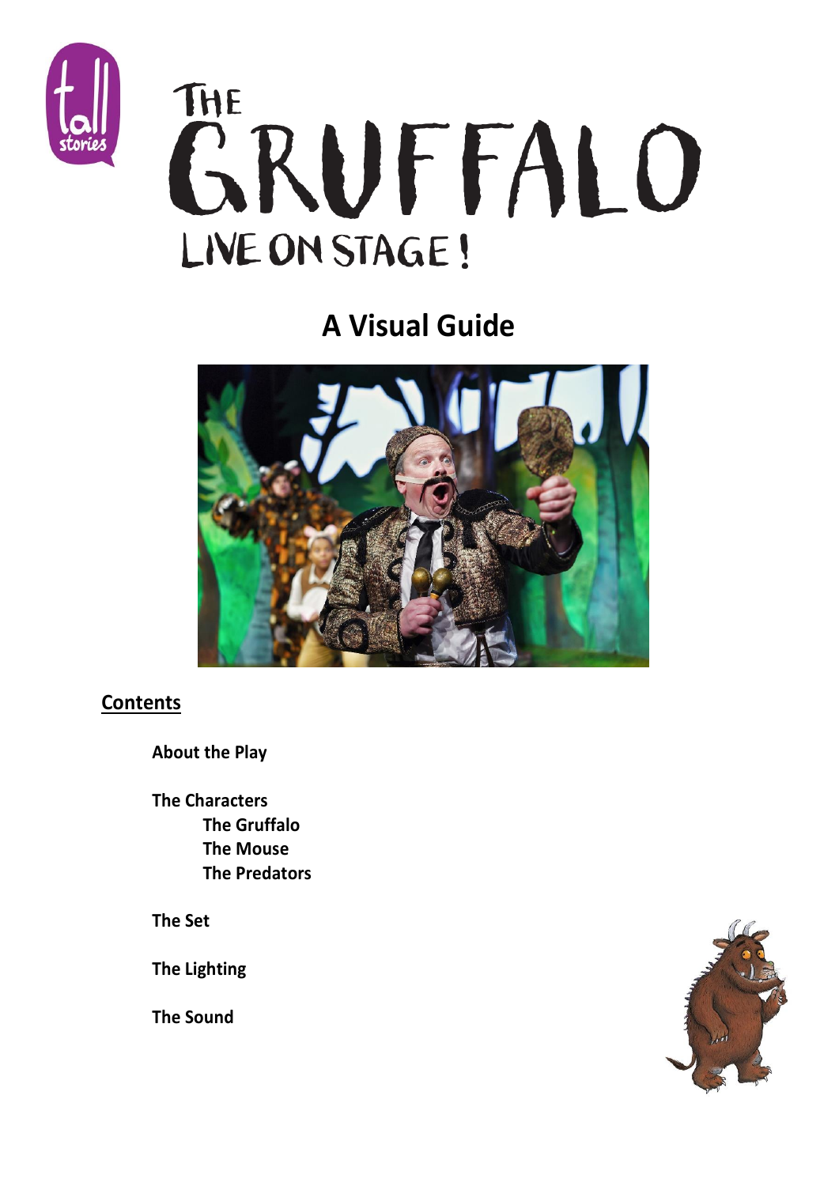# THE GRUFFALO LIVE ON STAGE!

## A Visual Guide

**Contents**

**About the Play**

**The Characters**
- **The Gruffalo**
- **The Mouse**
- **The Predators**

**The Set**

**The Lighting**

**The Sound**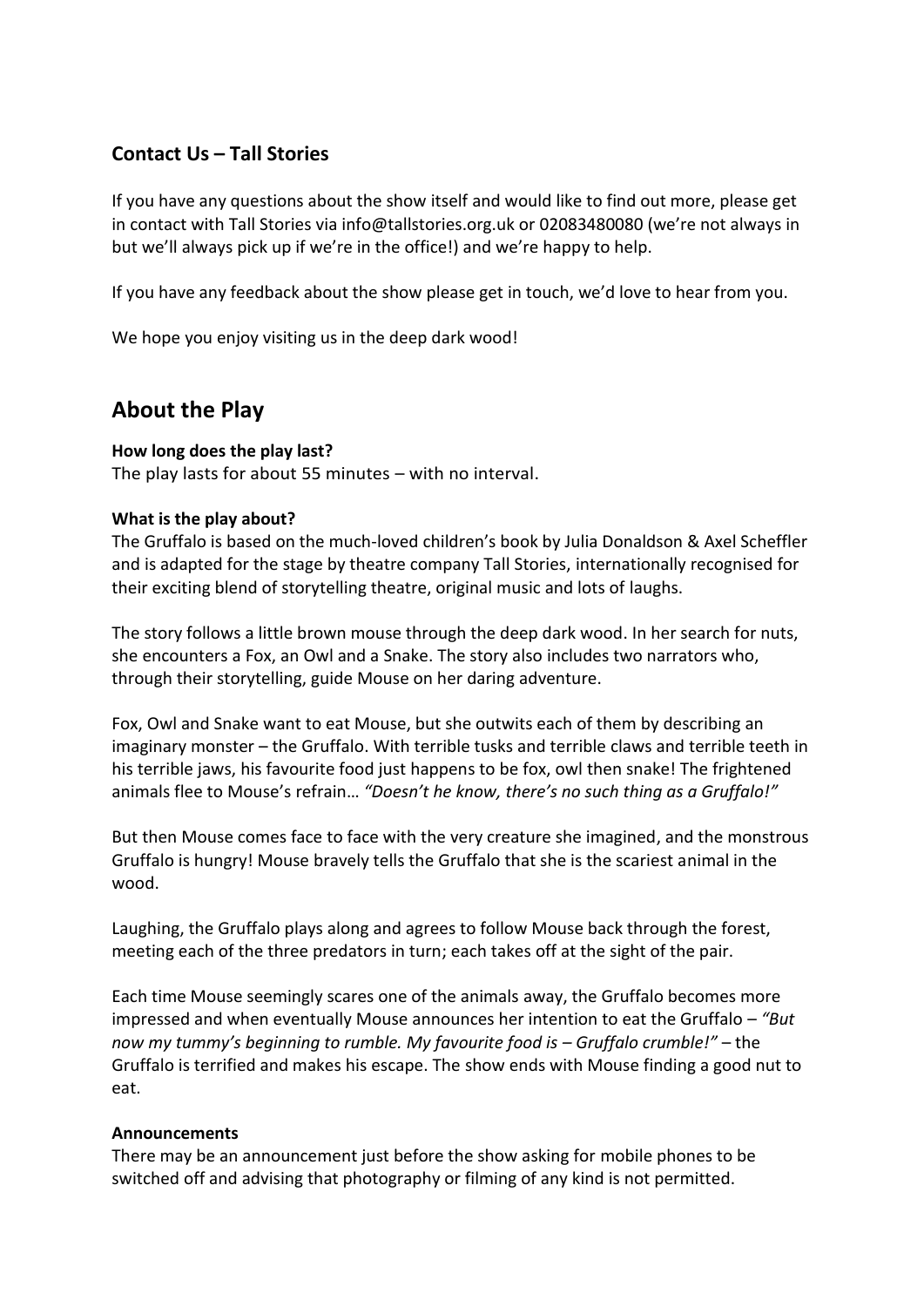## Contact Us – Tall Stories

If you have any questions about the show itself and would like to find out more, please get in contact with Tall Stories via info@tallstories.org.uk or 02083480080 (we're not always in but we'll always pick up if we're in the office!) and we're happy to help.

If you have any feedback about the show please get in touch, we'd love to hear from you.

We hope you enjoy visiting us in the deep dark wood!

# About the Play

**How long does the play last?**
The play lasts for about 55 minutes – with no interval.

**What is the play about?**
The Gruffalo is based on the much-loved children's book by Julia Donaldson & Axel Scheffler and is adapted for the stage by theatre company Tall Stories, internationally recognised for their exciting blend of storytelling theatre, original music and lots of laughs.

The story follows a little brown mouse through the deep dark wood. In her search for nuts, she encounters a Fox, an Owl and a Snake. The story also includes two narrators who, through their storytelling, guide Mouse on her daring adventure.

Fox, Owl and Snake want to eat Mouse, but she outwits each of them by describing an imaginary monster – the Gruffalo. With terrible tusks and terrible claws and terrible teeth in his terrible jaws, his favourite food just happens to be fox, owl then snake! The frightened animals flee to Mouse's refrain… *"Doesn't he know, there's no such thing as a Gruffalo!"*

But then Mouse comes face to face with the very creature she imagined, and the monstrous Gruffalo is hungry! Mouse bravely tells the Gruffalo that she is the scariest animal in the wood.

Laughing, the Gruffalo plays along and agrees to follow Mouse back through the forest, meeting each of the three predators in turn; each takes off at the sight of the pair.

Each time Mouse seemingly scares one of the animals away, the Gruffalo becomes more impressed and when eventually Mouse announces her intention to eat the Gruffalo – *"But now my tummy's beginning to rumble. My favourite food is – Gruffalo crumble!"* – the Gruffalo is terrified and makes his escape. The show ends with Mouse finding a good nut to eat.

**Announcements**
There may be an announcement just before the show asking for mobile phones to be switched off and advising that photography or filming of any kind is not permitted.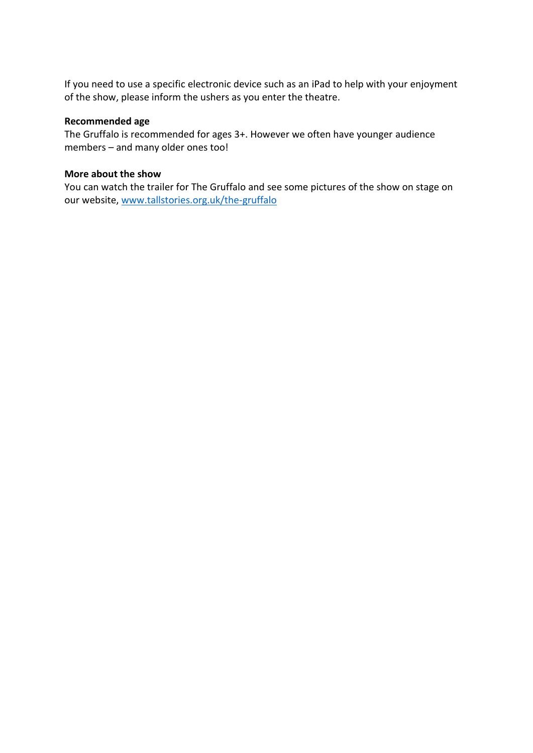If you need to use a specific electronic device such as an iPad to help with your enjoyment of the show, please inform the ushers as you enter the theatre.

**Recommended age**

The Gruffalo is recommended for ages 3+. However we often have younger audience members – and many older ones too!

**More about the show**

You can watch the trailer for The Gruffalo and see some pictures of the show on stage on our website, [www.tallstories.org.uk/the-gruffalo](www.tallstories.org.uk/the-gruffalo)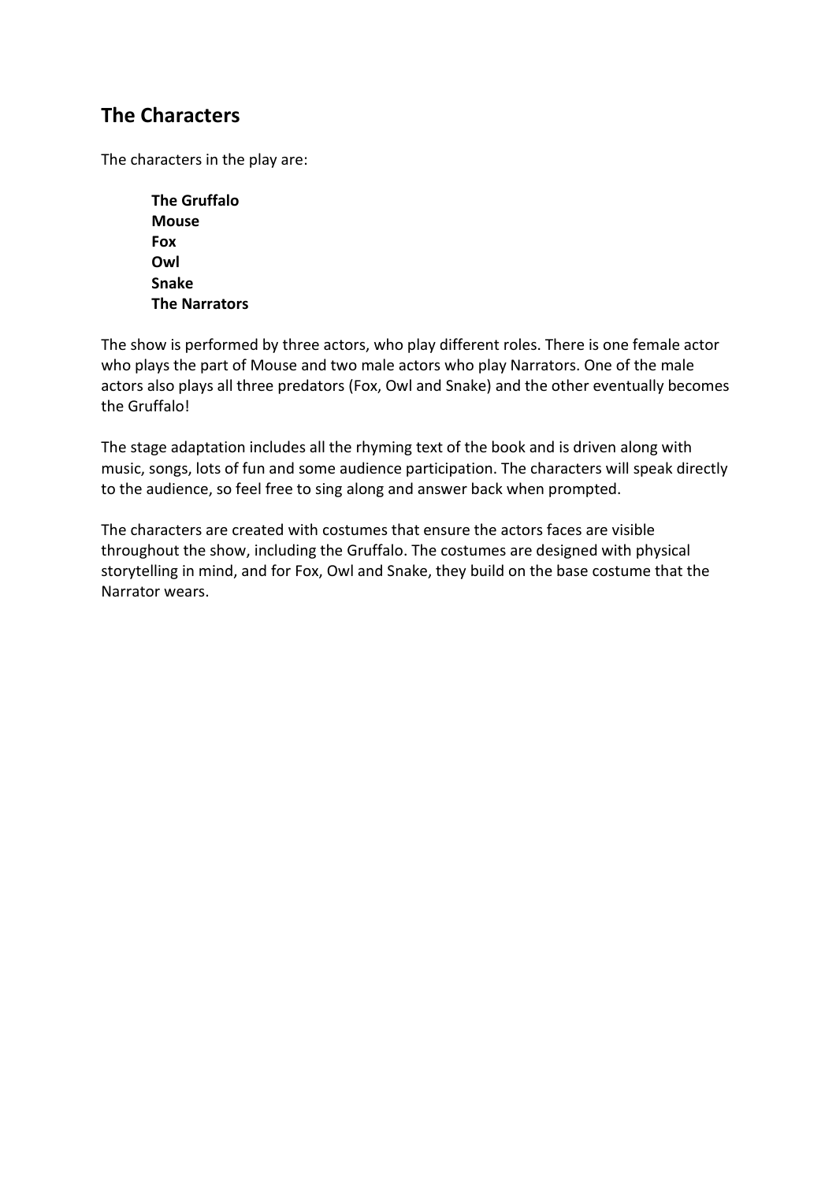## The Characters

The characters in the play are:

**The Gruffalo**
**Mouse**
**Fox**
**Owl**
**Snake**
**The Narrators**

The show is performed by three actors, who play different roles. There is one female actor who plays the part of Mouse and two male actors who play Narrators. One of the male actors also plays all three predators (Fox, Owl and Snake) and the other eventually becomes the Gruffalo!

The stage adaptation includes all the rhyming text of the book and is driven along with music, songs, lots of fun and some audience participation. The characters will speak directly to the audience, so feel free to sing along and answer back when prompted.

The characters are created with costumes that ensure the actors faces are visible throughout the show, including the Gruffalo. The costumes are designed with physical storytelling in mind, and for Fox, Owl and Snake, they build on the base costume that the Narrator wears.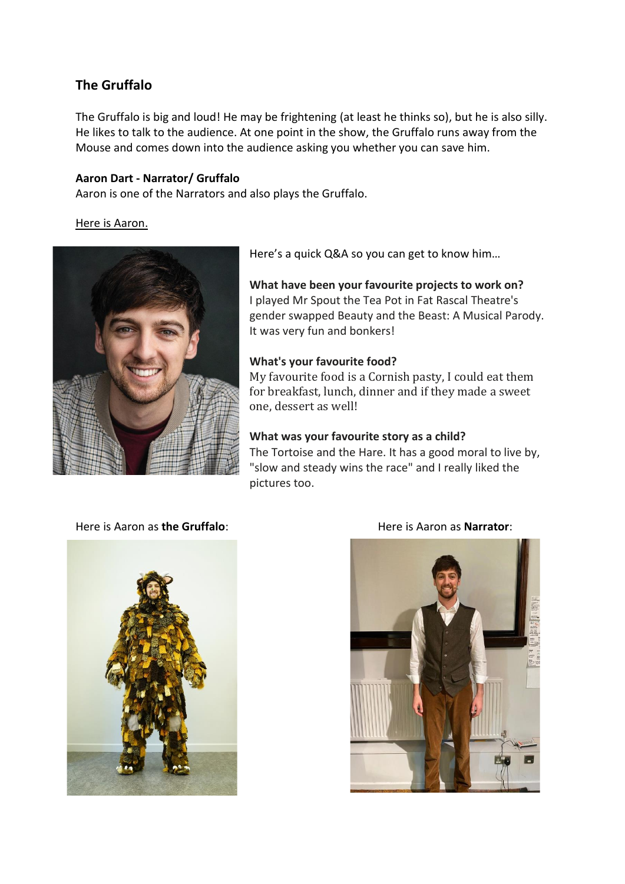## The Gruffalo

The Gruffalo is big and loud! He may be frightening (at least he thinks so), but he is also silly. He likes to talk to the audience. At one point in the show, the Gruffalo runs away from the Mouse and comes down into the audience asking you whether you can save him.

**Aaron Dart - Narrator/ Gruffalo**

Aaron is one of the Narrators and also plays the Gruffalo.

Here is Aaron.

Here's a quick Q&A so you can get to know him…

**What have been your favourite projects to work on?**

I played Mr Spout the Tea Pot in Fat Rascal Theatre's gender swapped Beauty and the Beast: A Musical Parody. It was very fun and bonkers!

**What's your favourite food?**

My favourite food is a Cornish pasty, I could eat them for breakfast, lunch, dinner and if they made a sweet one, dessert as well!

**What was your favourite story as a child?**

The Tortoise and the Hare. It has a good moral to live by, "slow and steady wins the race" and I really liked the pictures too.

Here is Aaron as **the Gruffalo**:

Here is Aaron as **Narrator**: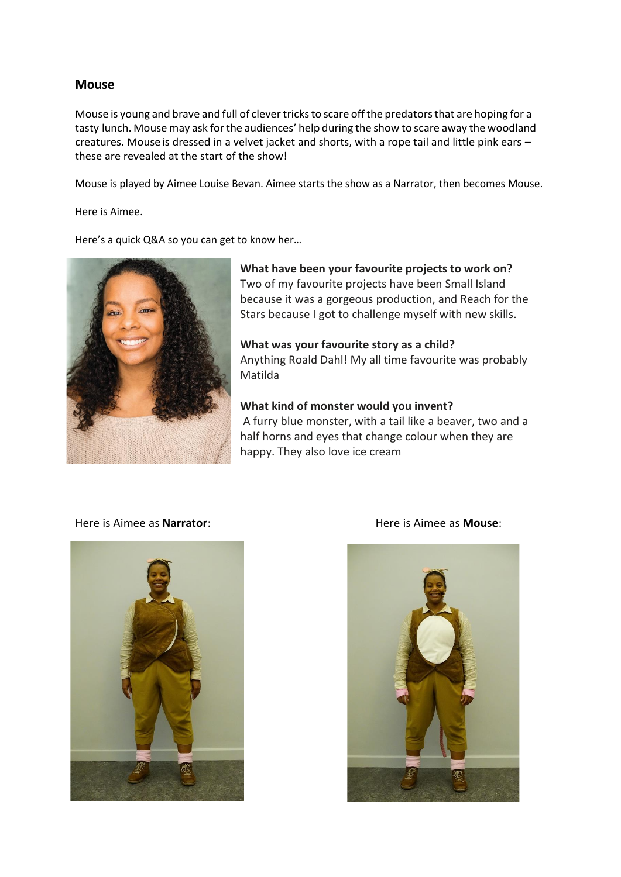## Mouse

Mouse is young and brave and full of clever tricks to scare off the predators that are hoping for a tasty lunch. Mouse may ask for the audiences' help during the show to scare away the woodland creatures. Mouse is dressed in a velvet jacket and shorts, with a rope tail and little pink ears – these are revealed at the start of the show!

Mouse is played by Aimee Louise Bevan. Aimee starts the show as a Narrator, then becomes Mouse.

Here is Aimee.

Here's a quick Q&A so you can get to know her…

**What have been your favourite projects to work on?**
Two of my favourite projects have been Small Island because it was a gorgeous production, and Reach for the Stars because I got to challenge myself with new skills.

**What was your favourite story as a child?**
Anything Roald Dahl! My all time favourite was probably Matilda

**What kind of monster would you invent?**
A furry blue monster, with a tail like a beaver, two and a half horns and eyes that change colour when they are happy. They also love ice cream

Here is Aimee as **Narrator**:

Here is Aimee as **Mouse**: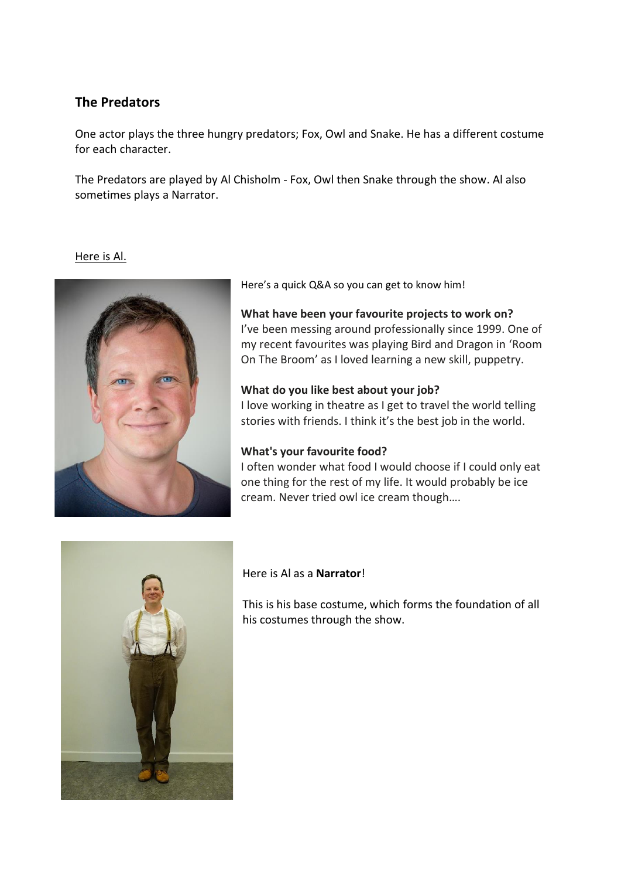## The Predators

One actor plays the three hungry predators; Fox, Owl and Snake. He has a different costume for each character.

The Predators are played by Al Chisholm - Fox, Owl then Snake through the show. Al also sometimes plays a Narrator.

Here is Al.

Here's a quick Q&A so you can get to know him!

**What have been your favourite projects to work on?**
I've been messing around professionally since 1999. One of my recent favourites was playing Bird and Dragon in 'Room On The Broom' as I loved learning a new skill, puppetry.

**What do you like best about your job?**
I love working in theatre as I get to travel the world telling stories with friends. I think it's the best job in the world.

**What's your favourite food?**
I often wonder what food I would choose if I could only eat one thing for the rest of my life. It would probably be ice cream. Never tried owl ice cream though….

Here is Al as a **Narrator**!

This is his base costume, which forms the foundation of all his costumes through the show.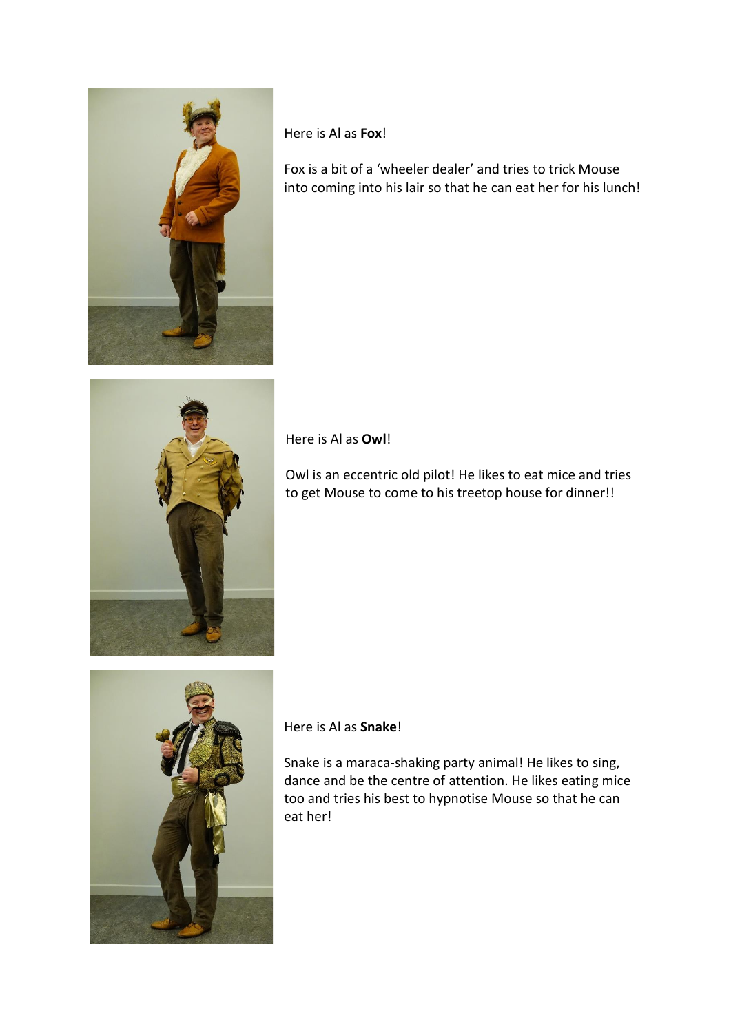Here is Al as **Fox**!

Fox is a bit of a 'wheeler dealer' and tries to trick Mouse into coming into his lair so that he can eat her for his lunch!

Here is Al as **Owl**!

Owl is an eccentric old pilot! He likes to eat mice and tries to get Mouse to come to his treetop house for dinner!!

Here is Al as **Snake**!

Snake is a maraca-shaking party animal! He likes to sing, dance and be the centre of attention. He likes eating mice too and tries his best to hypnotise Mouse so that he can eat her!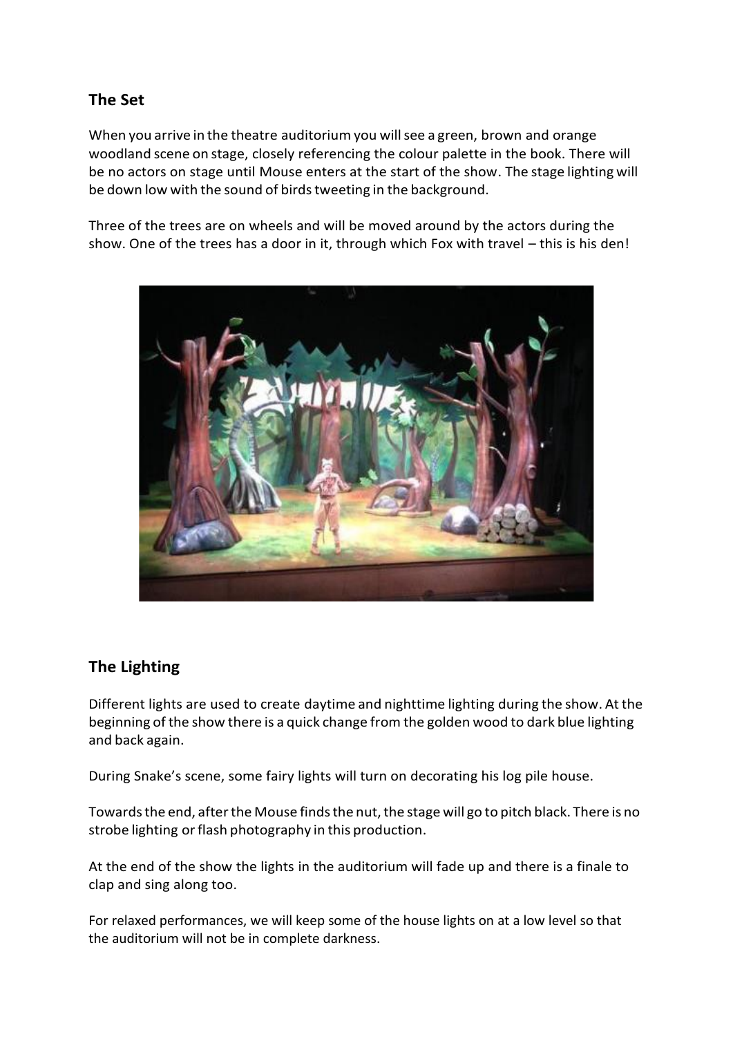## The Set

When you arrive in the theatre auditorium you will see a green, brown and orange woodland scene on stage, closely referencing the colour palette in the book. There will be no actors on stage until Mouse enters at the start of the show. The stage lighting will be down low with the sound of birds tweeting in the background.

Three of the trees are on wheels and will be moved around by the actors during the show. One of the trees has a door in it, through which Fox with travel – this is his den!

## The Lighting

Different lights are used to create daytime and nighttime lighting during the show. At the beginning of the show there is a quick change from the golden wood to dark blue lighting and back again.

During Snake's scene, some fairy lights will turn on decorating his log pile house.

Towards the end, after the Mouse finds the nut, the stage will go to pitch black. There is no strobe lighting or flash photography in this production.

At the end of the show the lights in the auditorium will fade up and there is a finale to clap and sing along too.

For relaxed performances, we will keep some of the house lights on at a low level so that the auditorium will not be in complete darkness.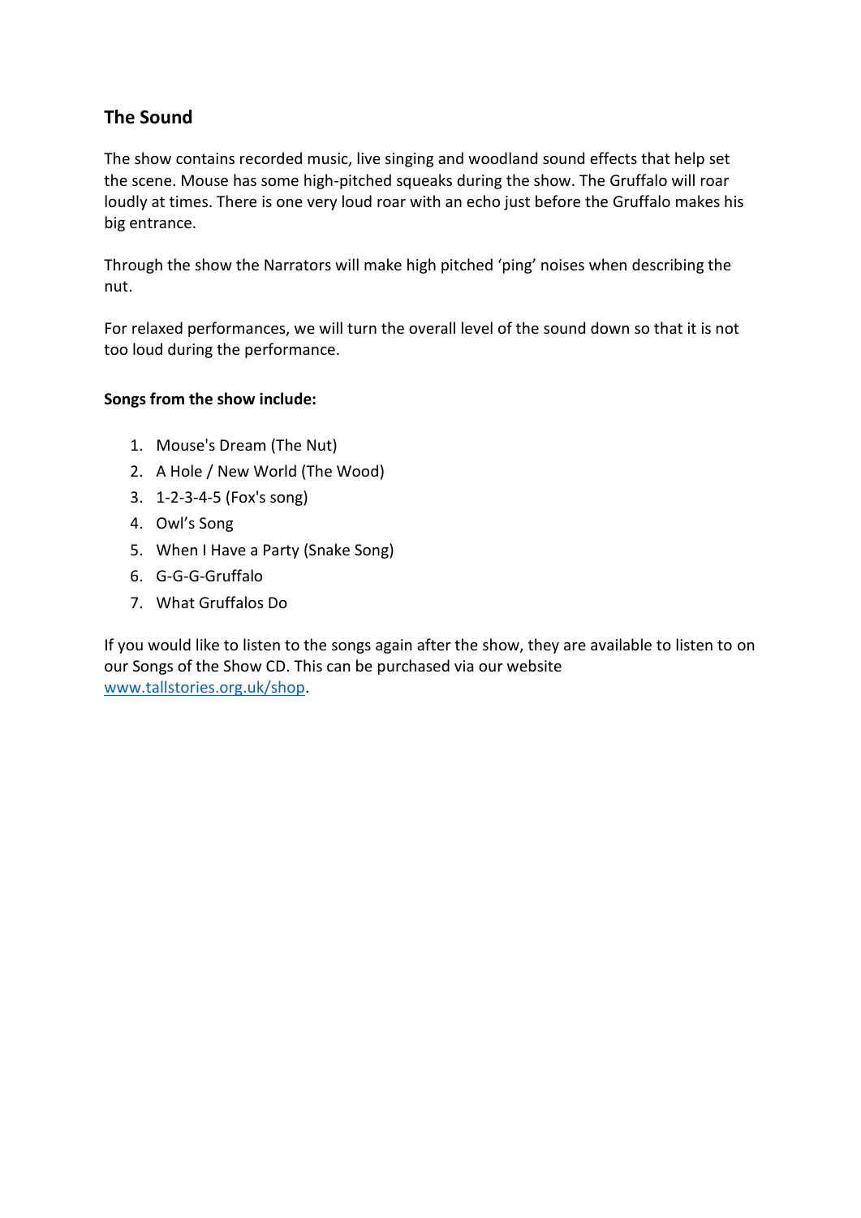## The Sound

The show contains recorded music, live singing and woodland sound effects that help set the scene. Mouse has some high-pitched squeaks during the show. The Gruffalo will roar loudly at times. There is one very loud roar with an echo just before the Gruffalo makes his big entrance.

Through the show the Narrators will make high pitched 'ping' noises when describing the nut.

For relaxed performances, we will turn the overall level of the sound down so that it is not too loud during the performance.

**Songs from the show include:**

1. Mouse's Dream (The Nut)
2. A Hole / New World (The Wood)
3. 1-2-3-4-5 (Fox's song)
4. Owl's Song
5. When I Have a Party (Snake Song)
6. G-G-G-Gruffalo
7. What Gruffalos Do

If you would like to listen to the songs again after the show, they are available to listen to on our Songs of the Show CD. This can be purchased via our website [www.tallstories.org.uk/shop](www.tallstories.org.uk/shop).